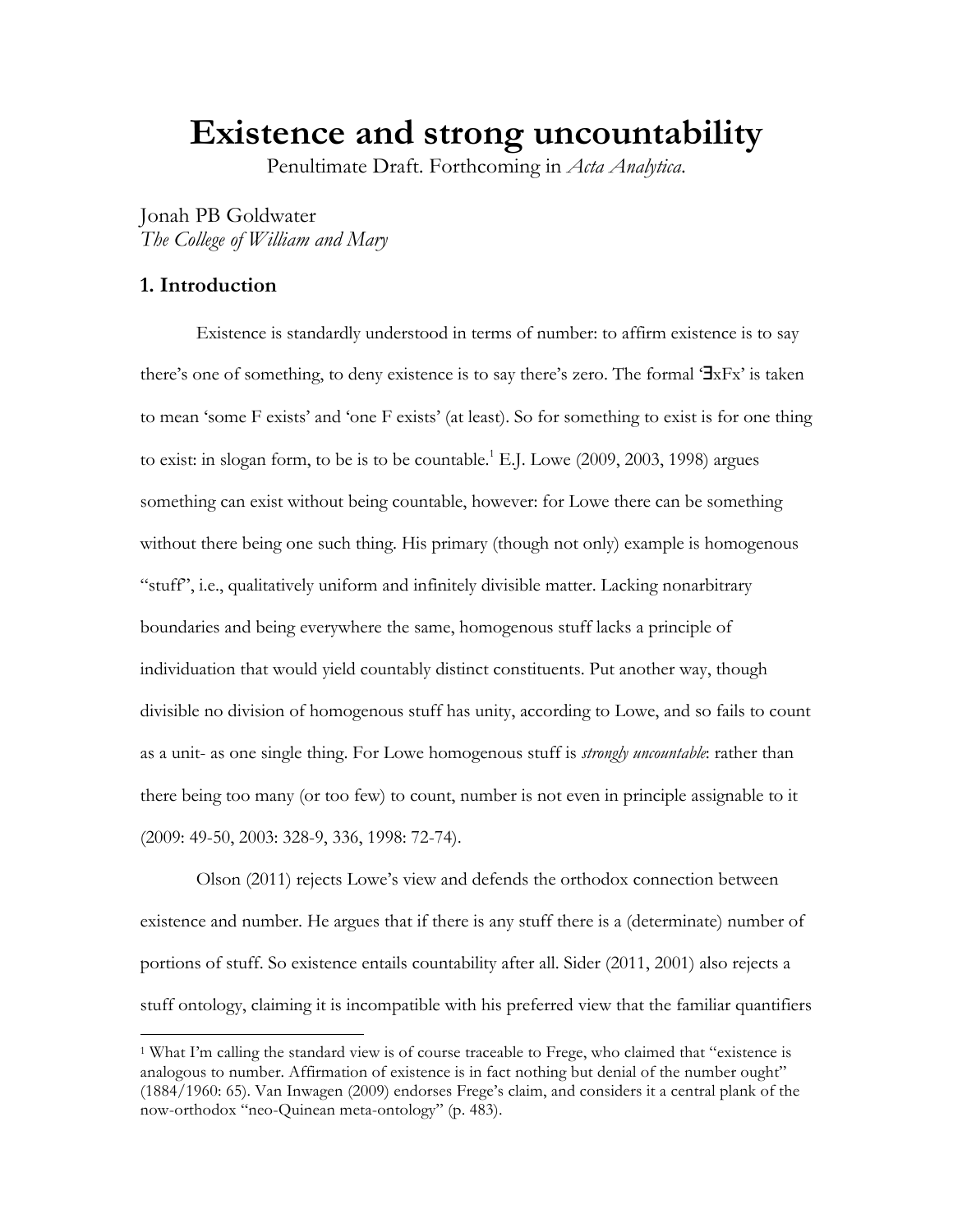# Existence and strong uncountability

Penultimate Draft. Forthcoming in *Acta Analytica*.

Jonah PB Goldwater
*The College of William and Mary*

## 1. Introduction

Existence is standardly understood in terms of number: to affirm existence is to say there's one of something, to deny existence is to say there's zero. The formal '∃xFx' is taken to mean 'some F exists' and 'one F exists' (at least). So for something to exist is for one thing to exist: in slogan form, to be is to be countable.[1] E.J. Lowe (2009, 2003, 1998) argues something can exist without being countable, however: for Lowe there can be something without there being one such thing. His primary (though not only) example is homogenous "stuff", i.e., qualitatively uniform and infinitely divisible matter. Lacking nonarbitrary boundaries and being everywhere the same, homogenous stuff lacks a principle of individuation that would yield countably distinct constituents. Put another way, though divisible no division of homogenous stuff has unity, according to Lowe, and so fails to count as a unit- as one single thing. For Lowe homogenous stuff is *strongly uncountable*: rather than there being too many (or too few) to count, number is not even in principle assignable to it (2009: 49-50, 2003: 328-9, 336, 1998: 72-74).

Olson (2011) rejects Lowe's view and defends the orthodox connection between existence and number. He argues that if there is any stuff there is a (determinate) number of portions of stuff. So existence entails countability after all. Sider (2011, 2001) also rejects a stuff ontology, claiming it is incompatible with his preferred view that the familiar quantifiers

---

[1] What I'm calling the standard view is of course traceable to Frege, who claimed that "existence is analogous to number. Affirmation of existence is in fact nothing but denial of the number ought" (1884/1960: 65). Van Inwagen (2009) endorses Frege's claim, and considers it a central plank of the now-orthodox "neo-Quinean meta-ontology" (p. 483).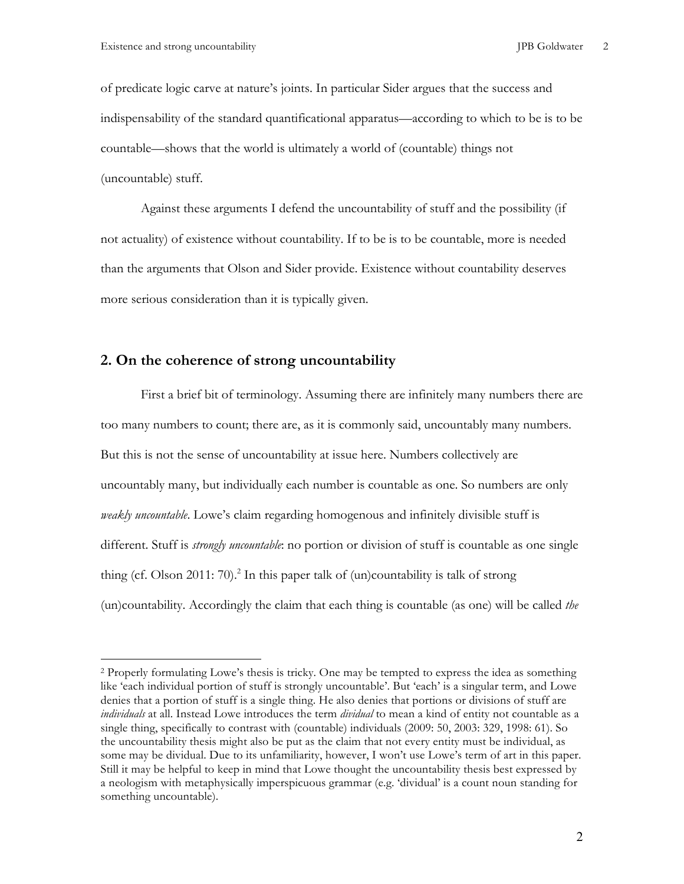of predicate logic carve at nature's joints. In particular Sider argues that the success and indispensability of the standard quantificational apparatus—according to which to be is to be countable—shows that the world is ultimately a world of (countable) things not (uncountable) stuff.

Against these arguments I defend the uncountability of stuff and the possibility (if not actuality) of existence without countability. If to be is to be countable, more is needed than the arguments that Olson and Sider provide. Existence without countability deserves more serious consideration than it is typically given.

## 2. On the coherence of strong uncountability

First a brief bit of terminology. Assuming there are infinitely many numbers there are too many numbers to count; there are, as it is commonly said, uncountably many numbers. But this is not the sense of uncountability at issue here. Numbers collectively are uncountably many, but individually each number is countable as one. So numbers are only *weakly uncountable*. Lowe's claim regarding homogenous and infinitely divisible stuff is different. Stuff is *strongly uncountable*: no portion or division of stuff is countable as one single thing (cf. Olson 2011: 70).[2] In this paper talk of (un)countability is talk of strong (un)countability. Accordingly the claim that each thing is countable (as one) will be called *the*

---

[2] Properly formulating Lowe's thesis is tricky. One may be tempted to express the idea as something like 'each individual portion of stuff is strongly uncountable'. But 'each' is a singular term, and Lowe denies that a portion of stuff is a single thing. He also denies that portions or divisions of stuff are *individuals* at all. Instead Lowe introduces the term *dividual* to mean a kind of entity not countable as a single thing, specifically to contrast with (countable) individuals (2009: 50, 2003: 329, 1998: 61). So the uncountability thesis might also be put as the claim that not every entity must be individual, as some may be dividual. Due to its unfamiliarity, however, I won't use Lowe's term of art in this paper. Still it may be helpful to keep in mind that Lowe thought the uncountability thesis best expressed by a neologism with metaphysically imperspicuous grammar (e.g. 'dividual' is a count noun standing for something uncountable).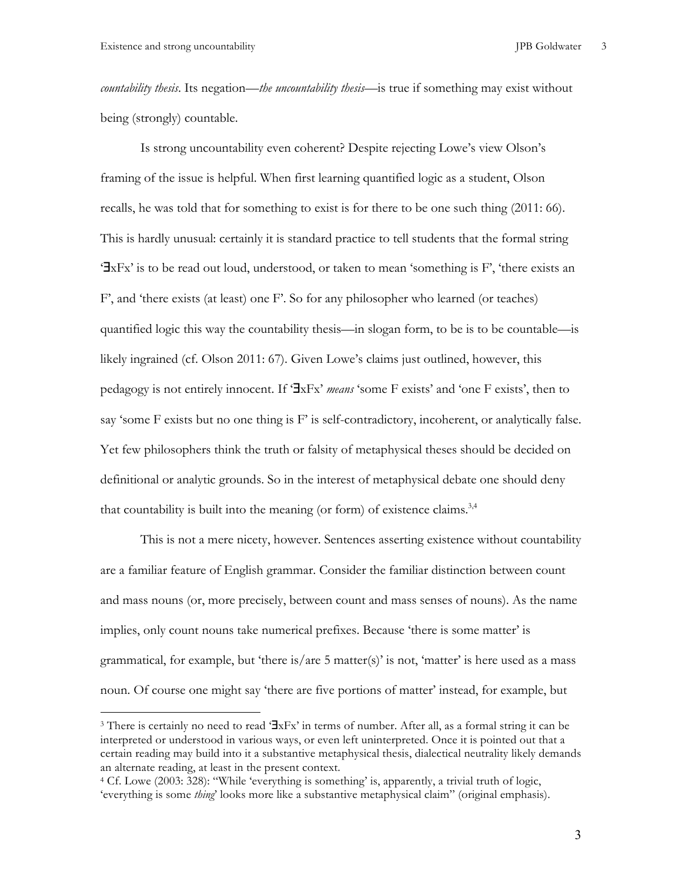*countability thesis*. Its negation—*the uncountability thesis*—is true if something may exist without being (strongly) countable.

Is strong uncountability even coherent? Despite rejecting Lowe's view Olson's framing of the issue is helpful. When first learning quantified logic as a student, Olson recalls, he was told that for something to exist is for there to be one such thing (2011: 66). This is hardly unusual: certainly it is standard practice to tell students that the formal string '∃xFx' is to be read out loud, understood, or taken to mean 'something is F', 'there exists an F', and 'there exists (at least) one F'. So for any philosopher who learned (or teaches) quantified logic this way the countability thesis—in slogan form, to be is to be countable—is likely ingrained (cf. Olson 2011: 67). Given Lowe's claims just outlined, however, this pedagogy is not entirely innocent. If '∃xFx' *means* 'some F exists' and 'one F exists', then to say 'some F exists but no one thing is F' is self-contradictory, incoherent, or analytically false. Yet few philosophers think the truth or falsity of metaphysical theses should be decided on definitional or analytic grounds. So in the interest of metaphysical debate one should deny that countability is built into the meaning (or form) of existence claims.[3,4]

This is not a mere nicety, however. Sentences asserting existence without countability are a familiar feature of English grammar. Consider the familiar distinction between count and mass nouns (or, more precisely, between count and mass senses of nouns). As the name implies, only count nouns take numerical prefixes. Because 'there is some matter' is grammatical, for example, but 'there is/are 5 matter(s)' is not, 'matter' is here used as a mass noun. Of course one might say 'there are five portions of matter' instead, for example, but

---

[3] There is certainly no need to read '∃xFx' in terms of number. After all, as a formal string it can be interpreted or understood in various ways, or even left uninterpreted. Once it is pointed out that a certain reading may build into it a substantive metaphysical thesis, dialectical neutrality likely demands an alternate reading, at least in the present context.

[4] Cf. Lowe (2003: 328): "While 'everything is something' is, apparently, a trivial truth of logic, 'everything is some *thing*' looks more like a substantive metaphysical claim" (original emphasis).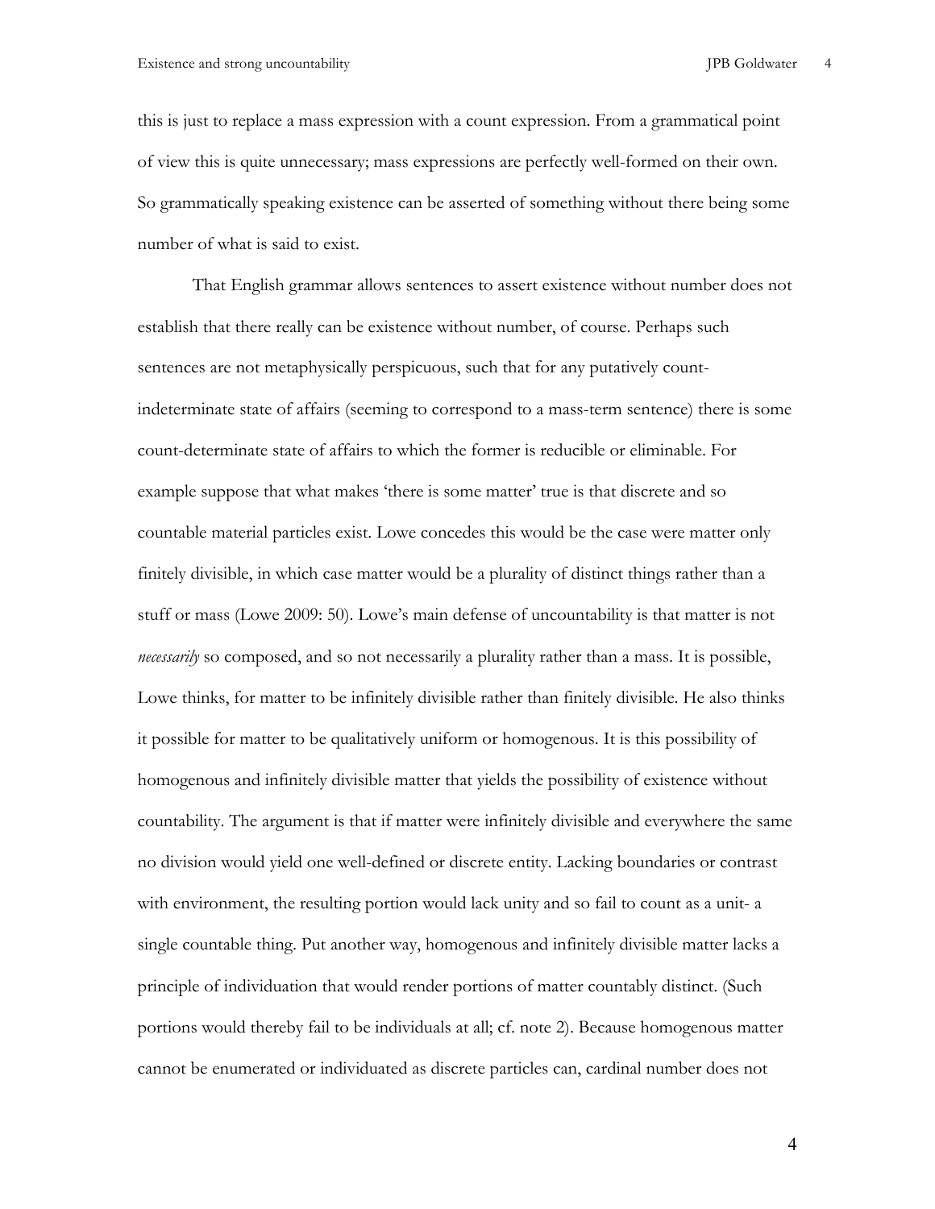this is just to replace a mass expression with a count expression. From a grammatical point of view this is quite unnecessary; mass expressions are perfectly well-formed on their own. So grammatically speaking existence can be asserted of something without there being some number of what is said to exist.

That English grammar allows sentences to assert existence without number does not establish that there really can be existence without number, of course. Perhaps such sentences are not metaphysically perspicuous, such that for any putatively count-indeterminate state of affairs (seeming to correspond to a mass-term sentence) there is some count-determinate state of affairs to which the former is reducible or eliminable. For example suppose that what makes 'there is some matter' true is that discrete and so countable material particles exist. Lowe concedes this would be the case were matter only finitely divisible, in which case matter would be a plurality of distinct things rather than a stuff or mass (Lowe 2009: 50). Lowe's main defense of uncountability is that matter is not *necessarily* so composed, and so not necessarily a plurality rather than a mass. It is possible, Lowe thinks, for matter to be infinitely divisible rather than finitely divisible. He also thinks it possible for matter to be qualitatively uniform or homogenous. It is this possibility of homogenous and infinitely divisible matter that yields the possibility of existence without countability. The argument is that if matter were infinitely divisible and everywhere the same no division would yield one well-defined or discrete entity. Lacking boundaries or contrast with environment, the resulting portion would lack unity and so fail to count as a unit- a single countable thing. Put another way, homogenous and infinitely divisible matter lacks a principle of individuation that would render portions of matter countably distinct. (Such portions would thereby fail to be individuals at all; cf. note 2). Because homogenous matter cannot be enumerated or individuated as discrete particles can, cardinal number does not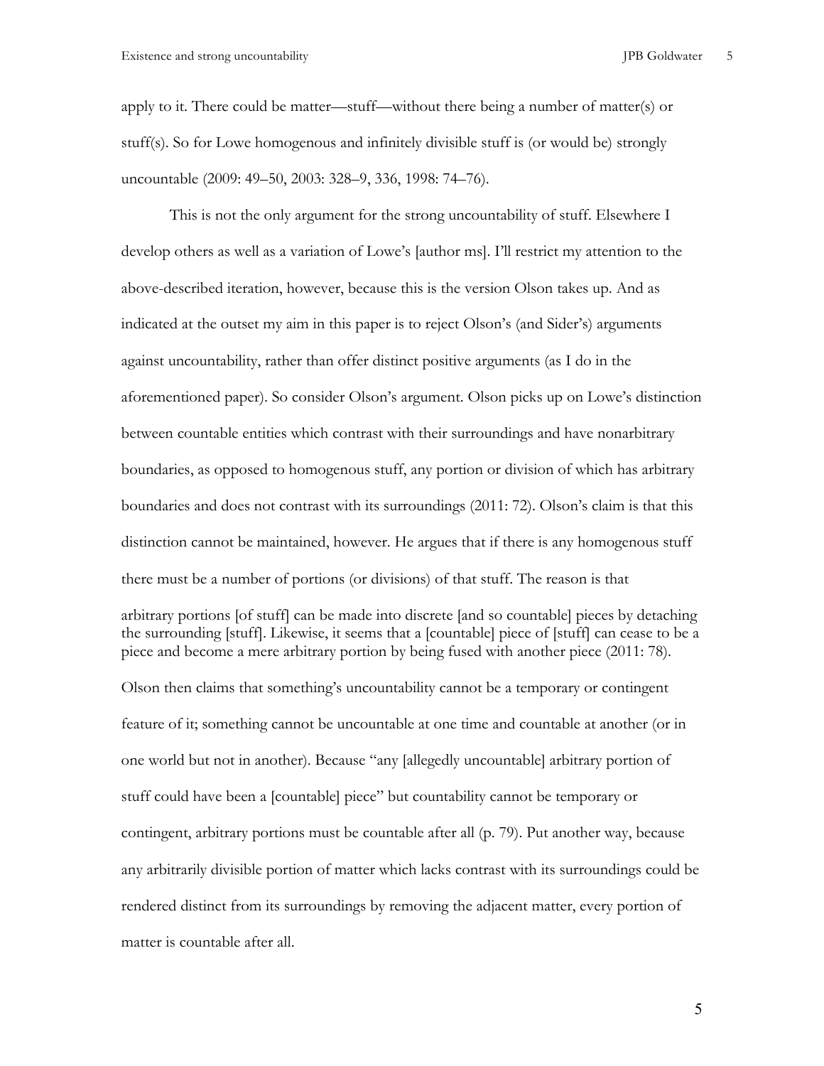apply to it. There could be matter—stuff—without there being a number of matter(s) or stuff(s). So for Lowe homogenous and infinitely divisible stuff is (or would be) strongly uncountable (2009: 49–50, 2003: 328–9, 336, 1998: 74–76).

This is not the only argument for the strong uncountability of stuff. Elsewhere I develop others as well as a variation of Lowe's [author ms]. I'll restrict my attention to the above-described iteration, however, because this is the version Olson takes up. And as indicated at the outset my aim in this paper is to reject Olson's (and Sider's) arguments against uncountability, rather than offer distinct positive arguments (as I do in the aforementioned paper). So consider Olson's argument. Olson picks up on Lowe's distinction between countable entities which contrast with their surroundings and have nonarbitrary boundaries, as opposed to homogenous stuff, any portion or division of which has arbitrary boundaries and does not contrast with its surroundings (2011: 72). Olson's claim is that this distinction cannot be maintained, however. He argues that if there is any homogenous stuff there must be a number of portions (or divisions) of that stuff. The reason is that

> arbitrary portions [of stuff] can be made into discrete [and so countable] pieces by detaching the surrounding [stuff]. Likewise, it seems that a [countable] piece of [stuff] can cease to be a piece and become a mere arbitrary portion by being fused with another piece (2011: 78).

Olson then claims that something's uncountability cannot be a temporary or contingent feature of it; something cannot be uncountable at one time and countable at another (or in one world but not in another). Because "any [allegedly uncountable] arbitrary portion of stuff could have been a [countable] piece" but countability cannot be temporary or contingent, arbitrary portions must be countable after all (p. 79). Put another way, because any arbitrarily divisible portion of matter which lacks contrast with its surroundings could be rendered distinct from its surroundings by removing the adjacent matter, every portion of matter is countable after all.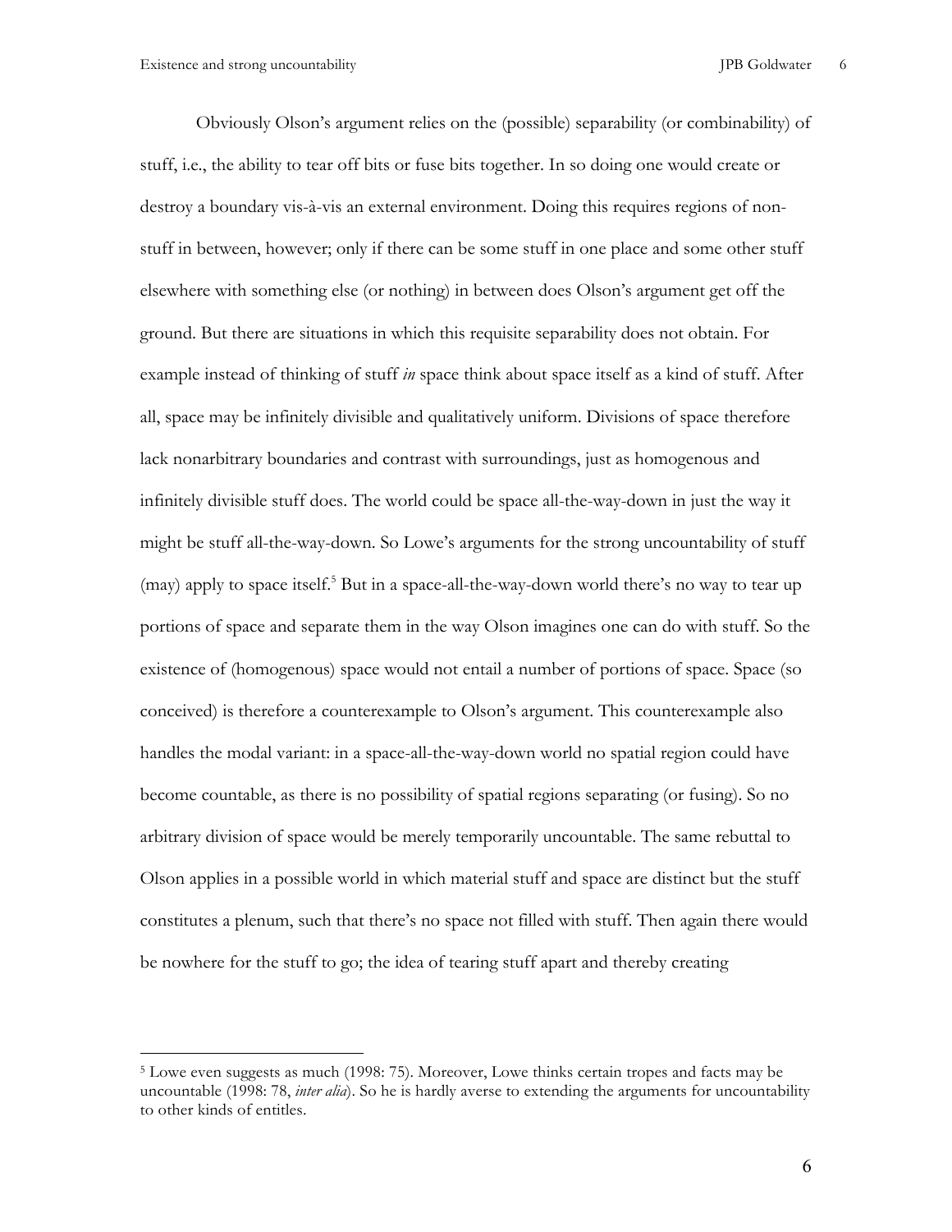Obviously Olson's argument relies on the (possible) separability (or combinability) of stuff, i.e., the ability to tear off bits or fuse bits together. In so doing one would create or destroy a boundary vis-à-vis an external environment. Doing this requires regions of non-stuff in between, however; only if there can be some stuff in one place and some other stuff elsewhere with something else (or nothing) in between does Olson's argument get off the ground. But there are situations in which this requisite separability does not obtain. For example instead of thinking of stuff *in* space think about space itself as a kind of stuff. After all, space may be infinitely divisible and qualitatively uniform. Divisions of space therefore lack nonarbitrary boundaries and contrast with surroundings, just as homogenous and infinitely divisible stuff does. The world could be space all-the-way-down in just the way it might be stuff all-the-way-down. So Lowe's arguments for the strong uncountability of stuff (may) apply to space itself.[5] But in a space-all-the-way-down world there's no way to tear up portions of space and separate them in the way Olson imagines one can do with stuff. So the existence of (homogenous) space would not entail a number of portions of space. Space (so conceived) is therefore a counterexample to Olson's argument. This counterexample also handles the modal variant: in a space-all-the-way-down world no spatial region could have become countable, as there is no possibility of spatial regions separating (or fusing). So no arbitrary division of space would be merely temporarily uncountable. The same rebuttal to Olson applies in a possible world in which material stuff and space are distinct but the stuff constitutes a plenum, such that there's no space not filled with stuff. Then again there would be nowhere for the stuff to go; the idea of tearing stuff apart and thereby creating

[5] Lowe even suggests as much (1998: 75). Moreover, Lowe thinks certain tropes and facts may be uncountable (1998: 78, *inter alia*). So he is hardly averse to extending the arguments for uncountability to other kinds of entitles.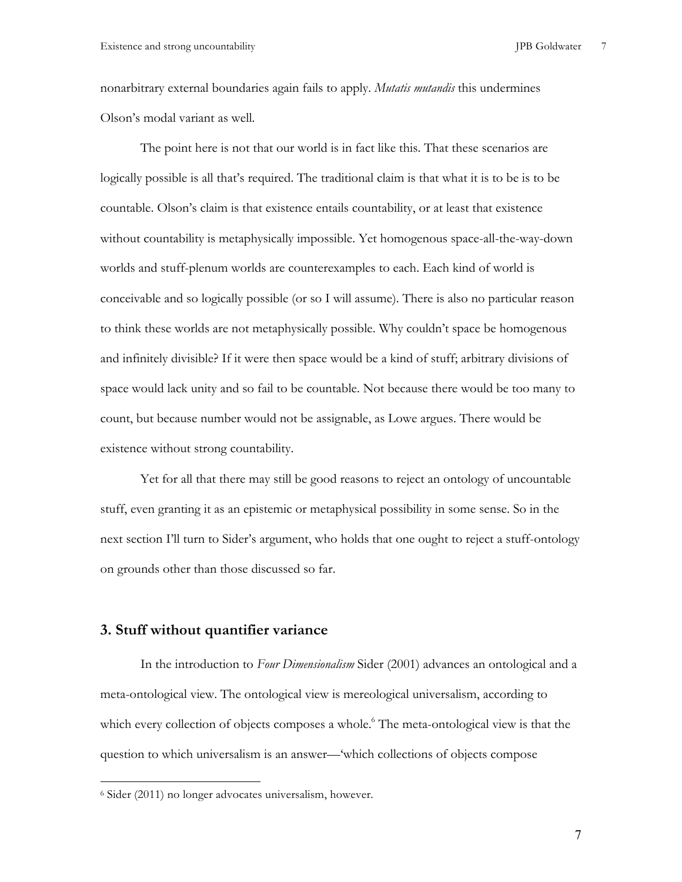nonarbitrary external boundaries again fails to apply. *Mutatis mutandis* this undermines Olson's modal variant as well.

The point here is not that our world is in fact like this. That these scenarios are logically possible is all that's required. The traditional claim is that what it is to be is to be countable. Olson's claim is that existence entails countability, or at least that existence without countability is metaphysically impossible. Yet homogenous space-all-the-way-down worlds and stuff-plenum worlds are counterexamples to each. Each kind of world is conceivable and so logically possible (or so I will assume). There is also no particular reason to think these worlds are not metaphysically possible. Why couldn't space be homogenous and infinitely divisible? If it were then space would be a kind of stuff; arbitrary divisions of space would lack unity and so fail to be countable. Not because there would be too many to count, but because number would not be assignable, as Lowe argues. There would be existence without strong countability.

Yet for all that there may still be good reasons to reject an ontology of uncountable stuff, even granting it as an epistemic or metaphysical possibility in some sense. So in the next section I'll turn to Sider's argument, who holds that one ought to reject a stuff-ontology on grounds other than those discussed so far.

## 3. Stuff without quantifier variance

In the introduction to *Four Dimensionalism* Sider (2001) advances an ontological and a meta-ontological view. The ontological view is mereological universalism, according to which every collection of objects composes a whole.[6] The meta-ontological view is that the question to which universalism is an answer—'which collections of objects compose

[6] Sider (2011) no longer advocates universalism, however.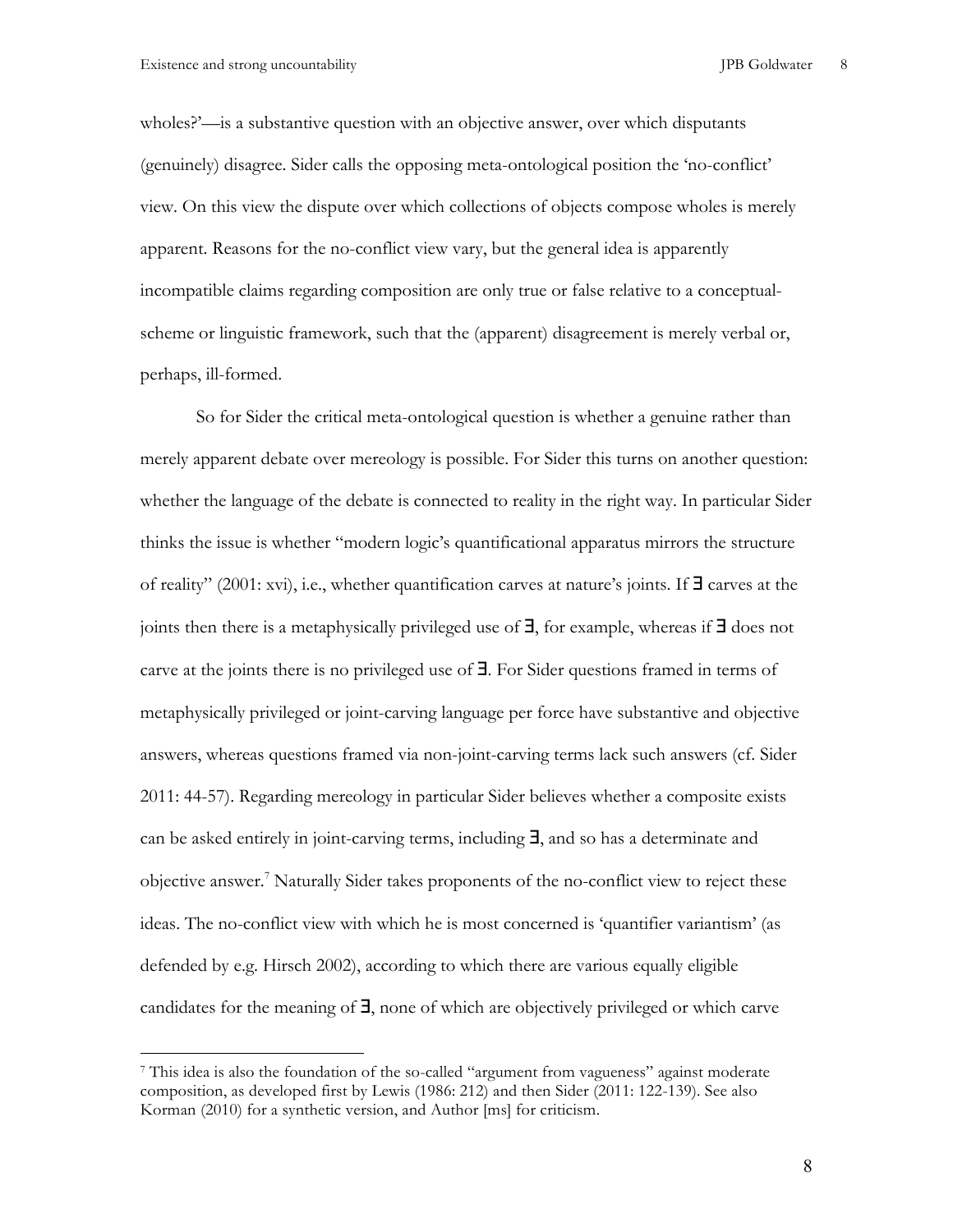wholes?'—is a substantive question with an objective answer, over which disputants (genuinely) disagree. Sider calls the opposing meta-ontological position the 'no-conflict' view. On this view the dispute over which collections of objects compose wholes is merely apparent. Reasons for the no-conflict view vary, but the general idea is apparently incompatible claims regarding composition are only true or false relative to a conceptual-scheme or linguistic framework, such that the (apparent) disagreement is merely verbal or, perhaps, ill-formed.

So for Sider the critical meta-ontological question is whether a genuine rather than merely apparent debate over mereology is possible. For Sider this turns on another question: whether the language of the debate is connected to reality in the right way. In particular Sider thinks the issue is whether "modern logic's quantificational apparatus mirrors the structure of reality" (2001: xvi), i.e., whether quantification carves at nature's joints. If $\exists$ carves at the joints then there is a metaphysically privileged use of $\exists$, for example, whereas if $\exists$ does not carve at the joints there is no privileged use of $\exists$. For Sider questions framed in terms of metaphysically privileged or joint-carving language per force have substantive and objective answers, whereas questions framed via non-joint-carving terms lack such answers (cf. Sider 2011: 44-57). Regarding mereology in particular Sider believes whether a composite exists can be asked entirely in joint-carving terms, including $\exists$, and so has a determinate and objective answer.[7] Naturally Sider takes proponents of the no-conflict view to reject these ideas. The no-conflict view with which he is most concerned is 'quantifier variantism' (as defended by e.g. Hirsch 2002), according to which there are various equally eligible candidates for the meaning of $\exists$, none of which are objectively privileged or which carve

[7] This idea is also the foundation of the so-called "argument from vagueness" against moderate composition, as developed first by Lewis (1986: 212) and then Sider (2011: 122-139). See also Korman (2010) for a synthetic version, and Author [ms] for criticism.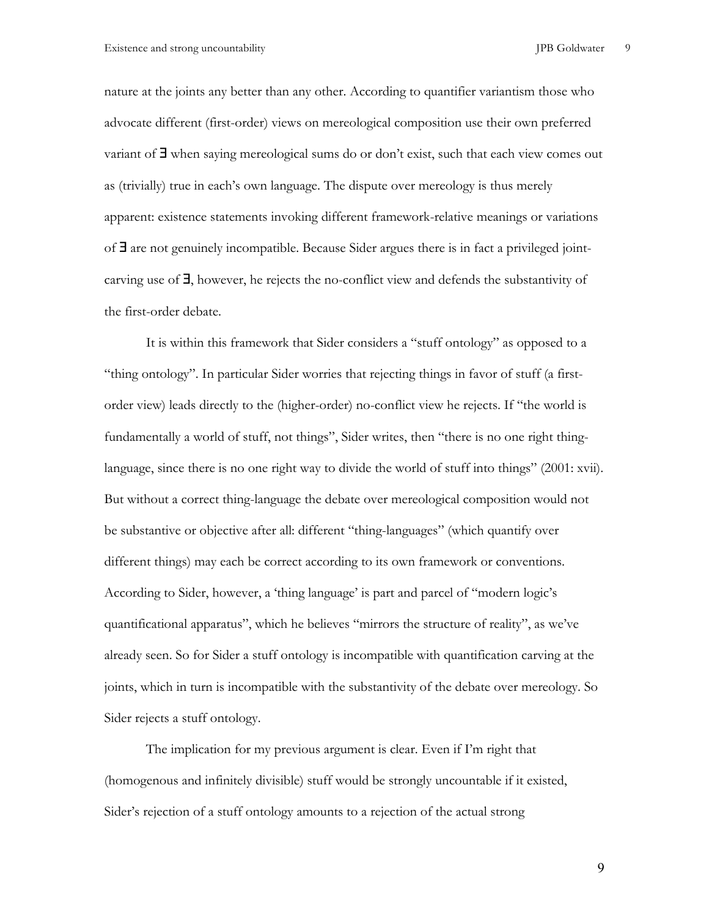nature at the joints any better than any other. According to quantifier variantism those who advocate different (first-order) views on mereological composition use their own preferred variant of ∃ when saying mereological sums do or don't exist, such that each view comes out as (trivially) true in each's own language. The dispute over mereology is thus merely apparent: existence statements invoking different framework-relative meanings or variations of ∃ are not genuinely incompatible. Because Sider argues there is in fact a privileged joint-carving use of ∃, however, he rejects the no-conflict view and defends the substantivity of the first-order debate.

It is within this framework that Sider considers a "stuff ontology" as opposed to a "thing ontology". In particular Sider worries that rejecting things in favor of stuff (a first-order view) leads directly to the (higher-order) no-conflict view he rejects. If "the world is fundamentally a world of stuff, not things", Sider writes, then "there is no one right thing-language, since there is no one right way to divide the world of stuff into things" (2001: xvii). But without a correct thing-language the debate over mereological composition would not be substantive or objective after all: different "thing-languages" (which quantify over different things) may each be correct according to its own framework or conventions. According to Sider, however, a 'thing language' is part and parcel of "modern logic's quantificational apparatus", which he believes "mirrors the structure of reality", as we've already seen. So for Sider a stuff ontology is incompatible with quantification carving at the joints, which in turn is incompatible with the substantivity of the debate over mereology. So Sider rejects a stuff ontology.

The implication for my previous argument is clear. Even if I'm right that (homogenous and infinitely divisible) stuff would be strongly uncountable if it existed, Sider's rejection of a stuff ontology amounts to a rejection of the actual strong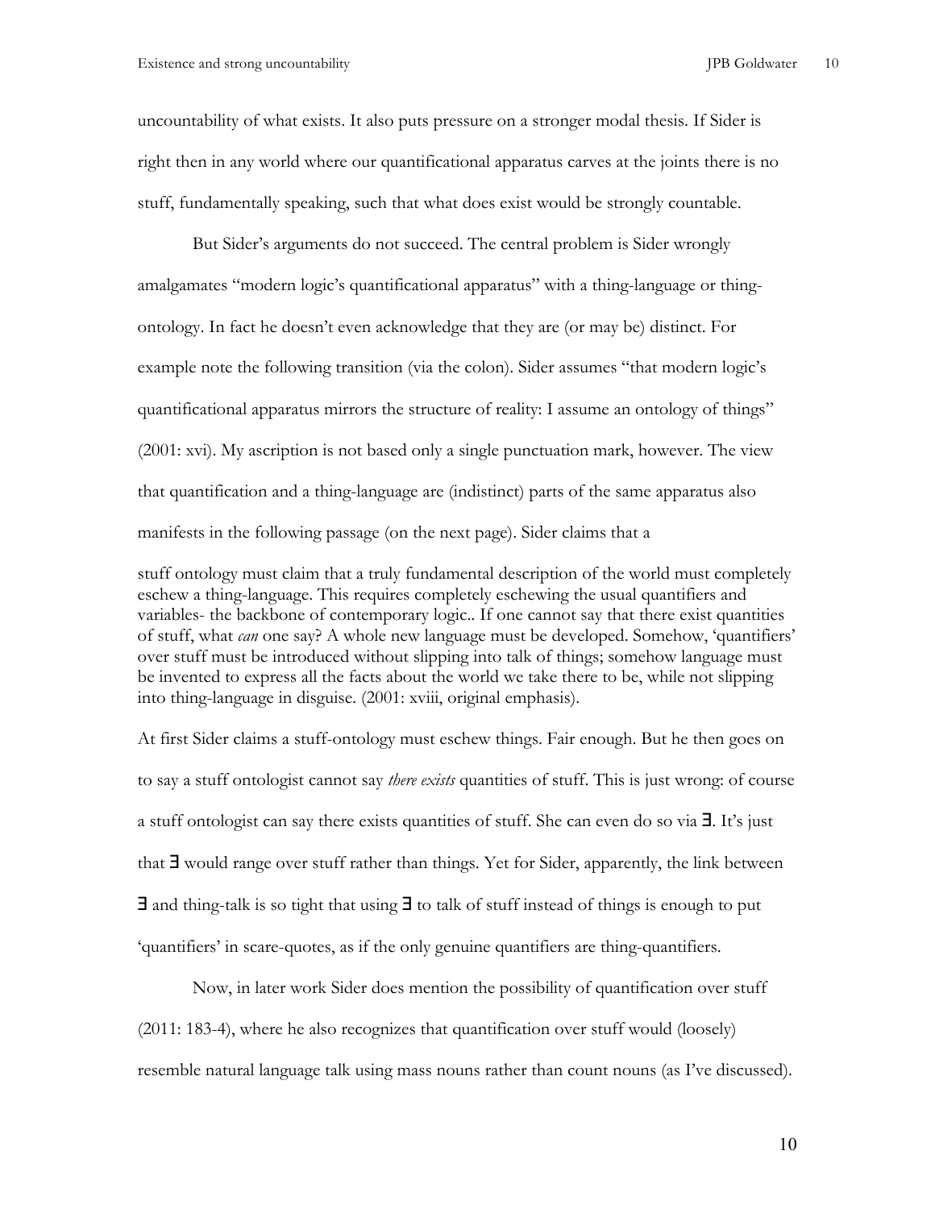uncountability of what exists. It also puts pressure on a stronger modal thesis. If Sider is right then in any world where our quantificational apparatus carves at the joints there is no stuff, fundamentally speaking, such that what does exist would be strongly countable.

But Sider's arguments do not succeed. The central problem is Sider wrongly amalgamates "modern logic's quantificational apparatus" with a thing-language or thing-ontology. In fact he doesn't even acknowledge that they are (or may be) distinct. For example note the following transition (via the colon). Sider assumes "that modern logic's quantificational apparatus mirrors the structure of reality: I assume an ontology of things" (2001: xvi). My ascription is not based only a single punctuation mark, however. The view that quantification and a thing-language are (indistinct) parts of the same apparatus also manifests in the following passage (on the next page). Sider claims that a

> stuff ontology must claim that a truly fundamental description of the world must completely eschew a thing-language. This requires completely eschewing the usual quantifiers and variables- the backbone of contemporary logic.. If one cannot say that there exist quantities of stuff, what *can* one say? A whole new language must be developed. Somehow, 'quantifiers' over stuff must be introduced without slipping into talk of things; somehow language must be invented to express all the facts about the world we take there to be, while not slipping into thing-language in disguise. (2001: xviii, original emphasis).

At first Sider claims a stuff-ontology must eschew things. Fair enough. But he then goes on to say a stuff ontologist cannot say *there exists* quantities of stuff. This is just wrong: of course a stuff ontologist can say there exists quantities of stuff. She can even do so via $\exists$. It's just that $\exists$ would range over stuff rather than things. Yet for Sider, apparently, the link between $\exists$ and thing-talk is so tight that using $\exists$ to talk of stuff instead of things is enough to put 'quantifiers' in scare-quotes, as if the only genuine quantifiers are thing-quantifiers.

Now, in later work Sider does mention the possibility of quantification over stuff (2011: 183-4), where he also recognizes that quantification over stuff would (loosely) resemble natural language talk using mass nouns rather than count nouns (as I've discussed).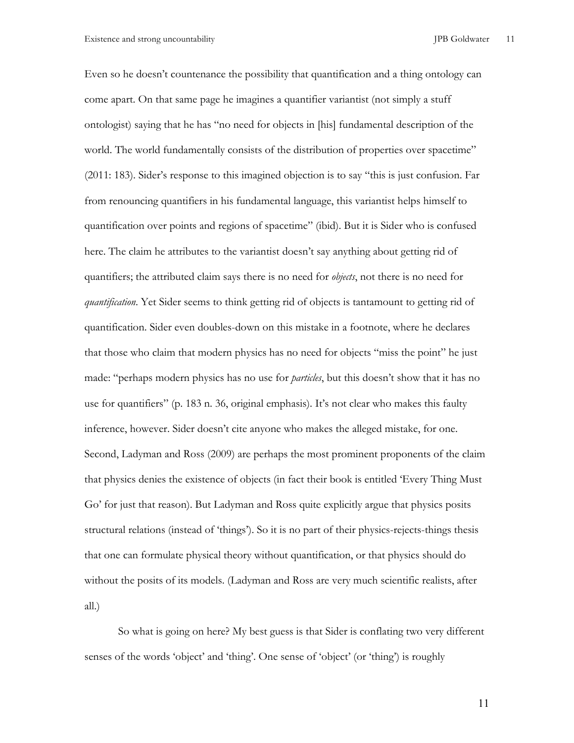Even so he doesn't countenance the possibility that quantification and a thing ontology can come apart. On that same page he imagines a quantifier variantist (not simply a stuff ontologist) saying that he has "no need for objects in [his] fundamental description of the world. The world fundamentally consists of the distribution of properties over spacetime" (2011: 183). Sider's response to this imagined objection is to say "this is just confusion. Far from renouncing quantifiers in his fundamental language, this variantist helps himself to quantification over points and regions of spacetime" (ibid). But it is Sider who is confused here. The claim he attributes to the variantist doesn't say anything about getting rid of quantifiers; the attributed claim says there is no need for *objects*, not there is no need for *quantification*. Yet Sider seems to think getting rid of objects is tantamount to getting rid of quantification. Sider even doubles-down on this mistake in a footnote, where he declares that those who claim that modern physics has no need for objects "miss the point" he just made: "perhaps modern physics has no use for *particles*, but this doesn't show that it has no use for quantifiers" (p. 183 n. 36, original emphasis). It's not clear who makes this faulty inference, however. Sider doesn't cite anyone who makes the alleged mistake, for one. Second, Ladyman and Ross (2009) are perhaps the most prominent proponents of the claim that physics denies the existence of objects (in fact their book is entitled 'Every Thing Must Go' for just that reason). But Ladyman and Ross quite explicitly argue that physics posits structural relations (instead of 'things'). So it is no part of their physics-rejects-things thesis that one can formulate physical theory without quantification, or that physics should do without the posits of its models. (Ladyman and Ross are very much scientific realists, after all.)

So what is going on here? My best guess is that Sider is conflating two very different senses of the words 'object' and 'thing'. One sense of 'object' (or 'thing') is roughly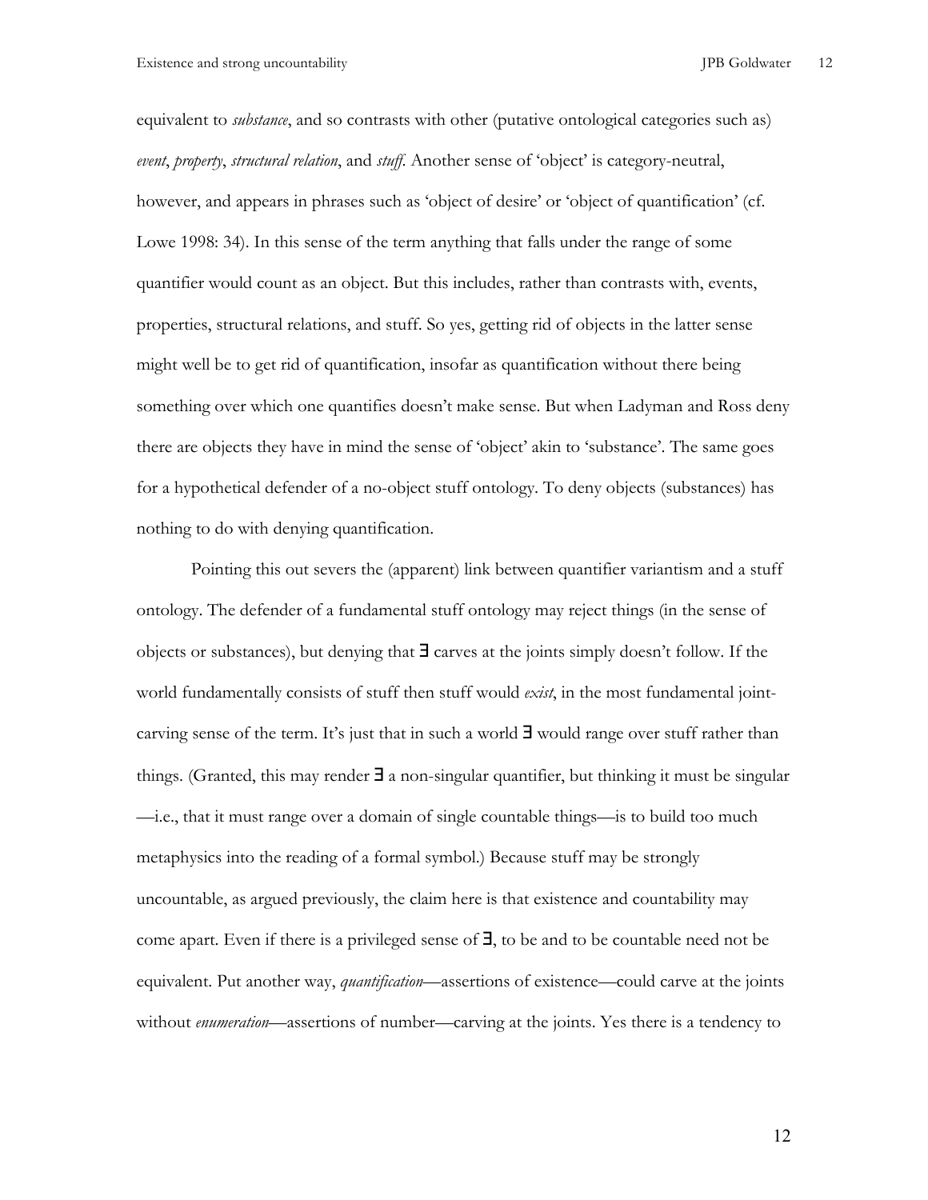equivalent to *substance*, and so contrasts with other (putative ontological categories such as) *event*, *property*, *structural relation*, and *stuff*. Another sense of 'object' is category-neutral, however, and appears in phrases such as 'object of desire' or 'object of quantification' (cf. Lowe 1998: 34). In this sense of the term anything that falls under the range of some quantifier would count as an object. But this includes, rather than contrasts with, events, properties, structural relations, and stuff. So yes, getting rid of objects in the latter sense might well be to get rid of quantification, insofar as quantification without there being something over which one quantifies doesn't make sense. But when Ladyman and Ross deny there are objects they have in mind the sense of 'object' akin to 'substance'. The same goes for a hypothetical defender of a no-object stuff ontology. To deny objects (substances) has nothing to do with denying quantification.

Pointing this out severs the (apparent) link between quantifier variantism and a stuff ontology. The defender of a fundamental stuff ontology may reject things (in the sense of objects or substances), but denying that ∃ carves at the joints simply doesn't follow. If the world fundamentally consists of stuff then stuff would *exist*, in the most fundamental joint-carving sense of the term. It's just that in such a world ∃ would range over stuff rather than things. (Granted, this may render ∃ a non-singular quantifier, but thinking it must be singular —i.e., that it must range over a domain of single countable things—is to build too much metaphysics into the reading of a formal symbol.) Because stuff may be strongly uncountable, as argued previously, the claim here is that existence and countability may come apart. Even if there is a privileged sense of ∃, to be and to be countable need not be equivalent. Put another way, *quantification*—assertions of existence—could carve at the joints without *enumeration*—assertions of number—carving at the joints. Yes there is a tendency to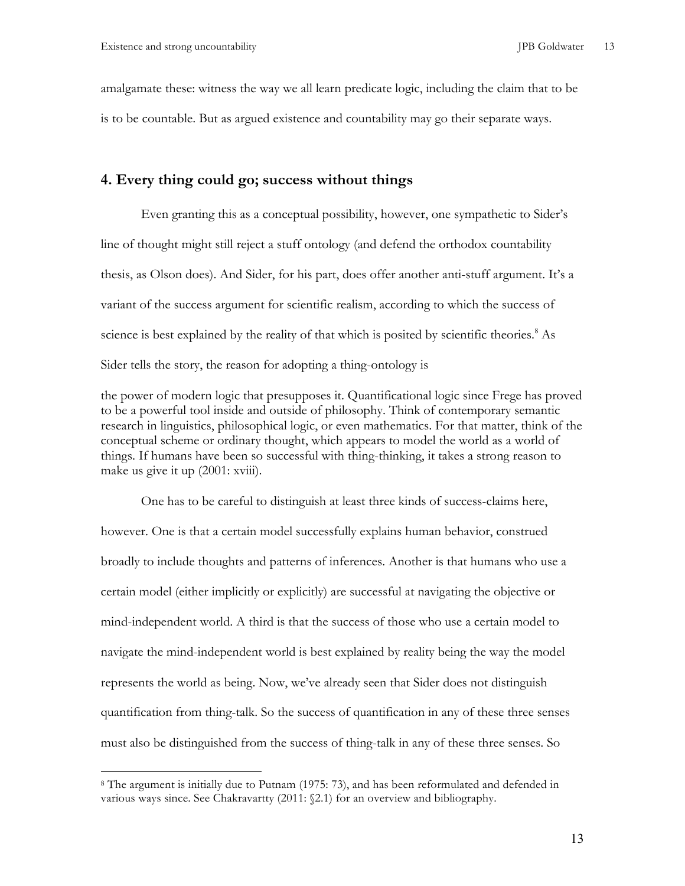amalgamate these: witness the way we all learn predicate logic, including the claim that to be is to be countable. But as argued existence and countability may go their separate ways.

## 4. Every thing could go; success without things

Even granting this as a conceptual possibility, however, one sympathetic to Sider's line of thought might still reject a stuff ontology (and defend the orthodox countability thesis, as Olson does). And Sider, for his part, does offer another anti-stuff argument. It's a variant of the success argument for scientific realism, according to which the success of science is best explained by the reality of that which is posited by scientific theories.[8] As Sider tells the story, the reason for adopting a thing-ontology is

> the power of modern logic that presupposes it. Quantificational logic since Frege has proved to be a powerful tool inside and outside of philosophy. Think of contemporary semantic research in linguistics, philosophical logic, or even mathematics. For that matter, think of the conceptual scheme or ordinary thought, which appears to model the world as a world of things. If humans have been so successful with thing-thinking, it takes a strong reason to make us give it up (2001: xviii).

One has to be careful to distinguish at least three kinds of success-claims here, however. One is that a certain model successfully explains human behavior, construed broadly to include thoughts and patterns of inferences. Another is that humans who use a certain model (either implicitly or explicitly) are successful at navigating the objective or mind-independent world. A third is that the success of those who use a certain model to navigate the mind-independent world is best explained by reality being the way the model represents the world as being. Now, we've already seen that Sider does not distinguish quantification from thing-talk. So the success of quantification in any of these three senses must also be distinguished from the success of thing-talk in any of these three senses. So

[8] The argument is initially due to Putnam (1975: 73), and has been reformulated and defended in various ways since. See Chakravartty (2011: §2.1) for an overview and bibliography.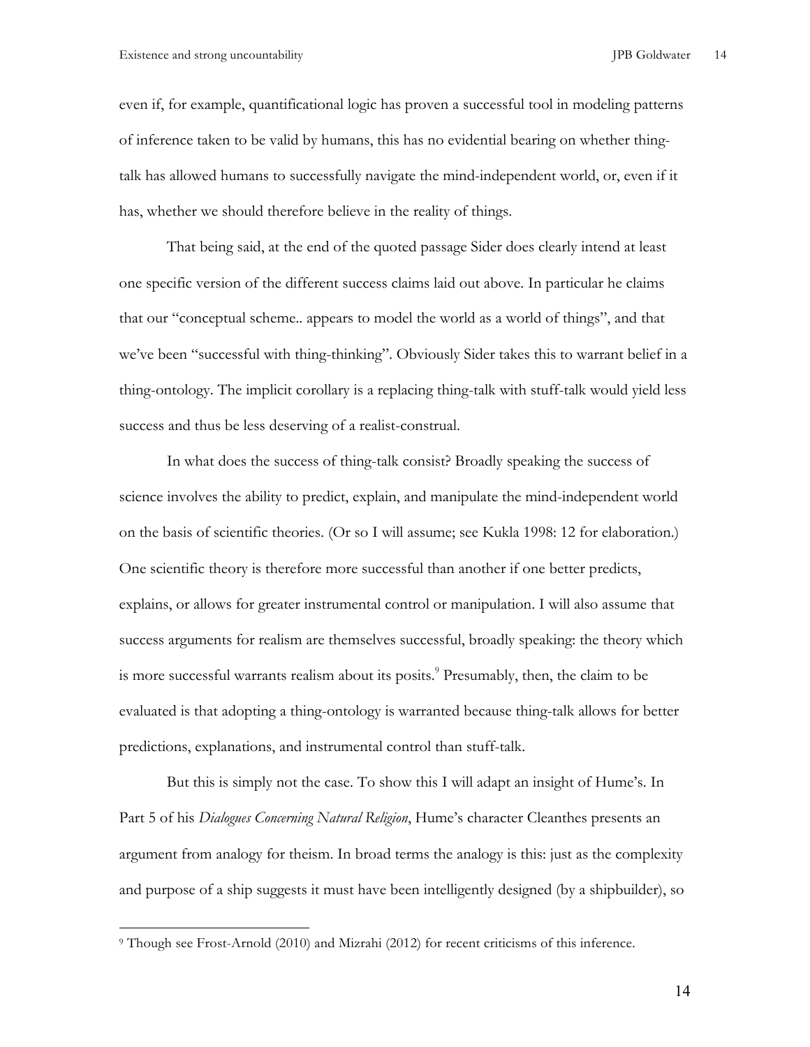even if, for example, quantificational logic has proven a successful tool in modeling patterns of inference taken to be valid by humans, this has no evidential bearing on whether thing-talk has allowed humans to successfully navigate the mind-independent world, or, even if it has, whether we should therefore believe in the reality of things.

That being said, at the end of the quoted passage Sider does clearly intend at least one specific version of the different success claims laid out above. In particular he claims that our "conceptual scheme.. appears to model the world as a world of things", and that we've been "successful with thing-thinking". Obviously Sider takes this to warrant belief in a thing-ontology. The implicit corollary is a replacing thing-talk with stuff-talk would yield less success and thus be less deserving of a realist-construal.

In what does the success of thing-talk consist? Broadly speaking the success of science involves the ability to predict, explain, and manipulate the mind-independent world on the basis of scientific theories. (Or so I will assume; see Kukla 1998: 12 for elaboration.) One scientific theory is therefore more successful than another if one better predicts, explains, or allows for greater instrumental control or manipulation. I will also assume that success arguments for realism are themselves successful, broadly speaking: the theory which is more successful warrants realism about its posits.[9] Presumably, then, the claim to be evaluated is that adopting a thing-ontology is warranted because thing-talk allows for better predictions, explanations, and instrumental control than stuff-talk.

But this is simply not the case. To show this I will adapt an insight of Hume's. In Part 5 of his *Dialogues Concerning Natural Religion*, Hume's character Cleanthes presents an argument from analogy for theism. In broad terms the analogy is this: just as the complexity and purpose of a ship suggests it must have been intelligently designed (by a shipbuilder), so

[9] Though see Frost-Arnold (2010) and Mizrahi (2012) for recent criticisms of this inference.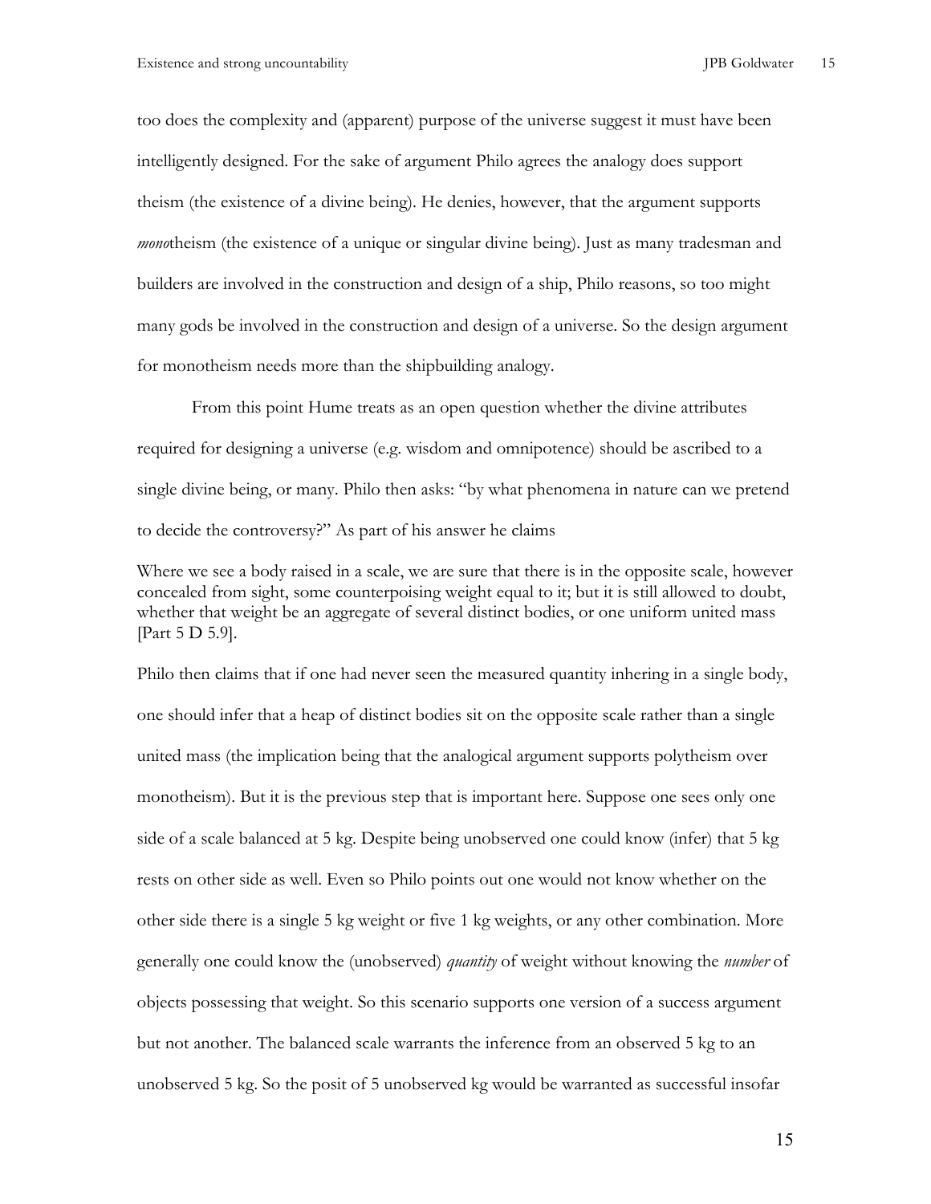too does the complexity and (apparent) purpose of the universe suggest it must have been intelligently designed. For the sake of argument Philo agrees the analogy does support theism (the existence of a divine being). He denies, however, that the argument supports *mono*theism (the existence of a unique or singular divine being). Just as many tradesman and builders are involved in the construction and design of a ship, Philo reasons, so too might many gods be involved in the construction and design of a universe. So the design argument for monotheism needs more than the shipbuilding analogy.

From this point Hume treats as an open question whether the divine attributes required for designing a universe (e.g. wisdom and omnipotence) should be ascribed to a single divine being, or many. Philo then asks: "by what phenomena in nature can we pretend to decide the controversy?" As part of his answer he claims

> Where we see a body raised in a scale, we are sure that there is in the opposite scale, however concealed from sight, some counterpoising weight equal to it; but it is still allowed to doubt, whether that weight be an aggregate of several distinct bodies, or one uniform united mass [Part 5 D 5.9].

Philo then claims that if one had never seen the measured quantity inhering in a single body, one should infer that a heap of distinct bodies sit on the opposite scale rather than a single united mass (the implication being that the analogical argument supports polytheism over monotheism). But it is the previous step that is important here. Suppose one sees only one side of a scale balanced at 5 kg. Despite being unobserved one could know (infer) that 5 kg rests on other side as well. Even so Philo points out one would not know whether on the other side there is a single 5 kg weight or five 1 kg weights, or any other combination. More generally one could know the (unobserved) *quantity* of weight without knowing the *number* of objects possessing that weight. So this scenario supports one version of a success argument but not another. The balanced scale warrants the inference from an observed 5 kg to an unobserved 5 kg. So the posit of 5 unobserved kg would be warranted as successful insofar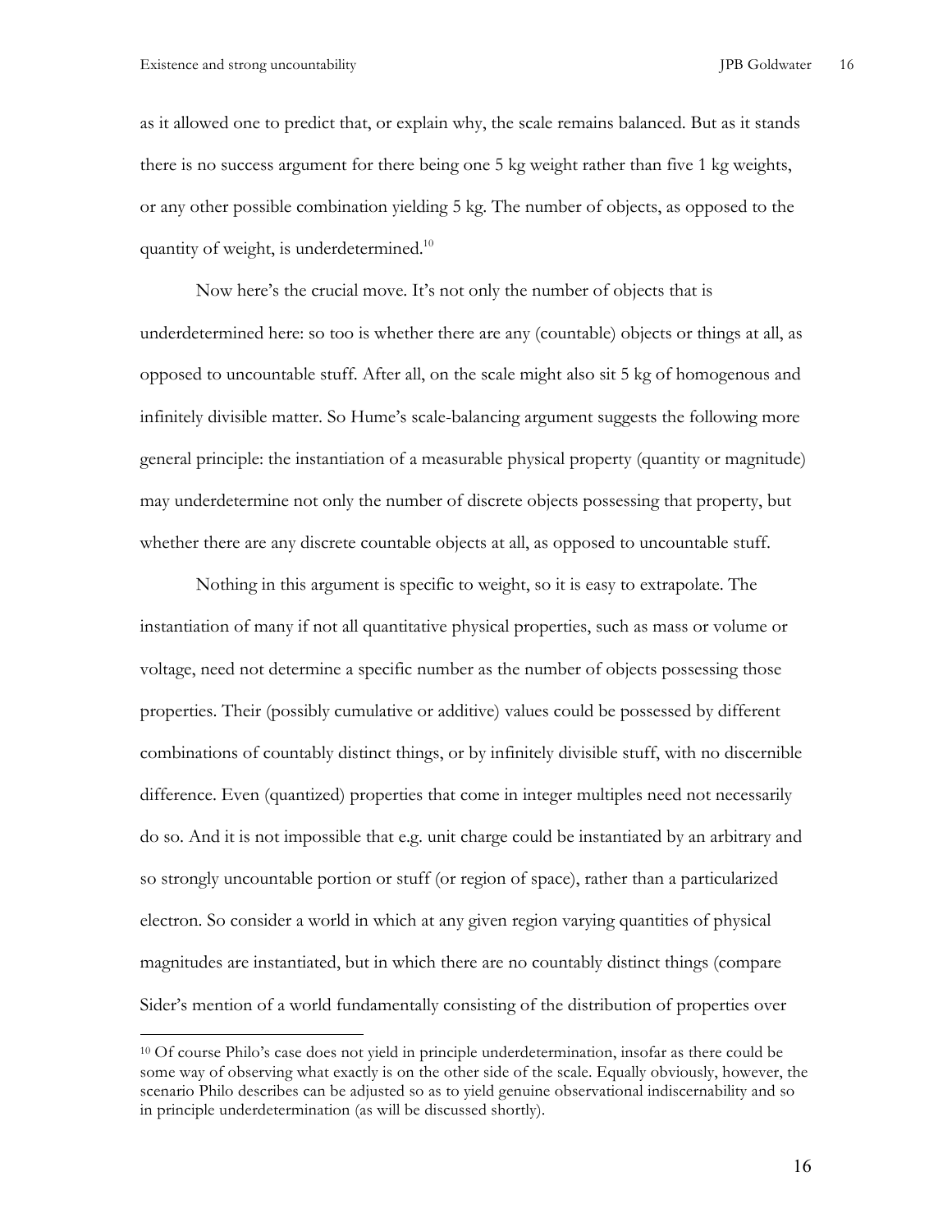as it allowed one to predict that, or explain why, the scale remains balanced. But as it stands there is no success argument for there being one 5 kg weight rather than five 1 kg weights, or any other possible combination yielding 5 kg. The number of objects, as opposed to the quantity of weight, is underdetermined.[10]

Now here's the crucial move. It's not only the number of objects that is underdetermined here: so too is whether there are any (countable) objects or things at all, as opposed to uncountable stuff. After all, on the scale might also sit 5 kg of homogenous and infinitely divisible matter. So Hume's scale-balancing argument suggests the following more general principle: the instantiation of a measurable physical property (quantity or magnitude) may underdetermine not only the number of discrete objects possessing that property, but whether there are any discrete countable objects at all, as opposed to uncountable stuff.

Nothing in this argument is specific to weight, so it is easy to extrapolate. The instantiation of many if not all quantitative physical properties, such as mass or volume or voltage, need not determine a specific number as the number of objects possessing those properties. Their (possibly cumulative or additive) values could be possessed by different combinations of countably distinct things, or by infinitely divisible stuff, with no discernible difference. Even (quantized) properties that come in integer multiples need not necessarily do so. And it is not impossible that e.g. unit charge could be instantiated by an arbitrary and so strongly uncountable portion or stuff (or region of space), rather than a particularized electron. So consider a world in which at any given region varying quantities of physical magnitudes are instantiated, but in which there are no countably distinct things (compare Sider's mention of a world fundamentally consisting of the distribution of properties over

---

[10] Of course Philo's case does not yield in principle underdetermination, insofar as there could be some way of observing what exactly is on the other side of the scale. Equally obviously, however, the scenario Philo describes can be adjusted so as to yield genuine observational indiscernability and so in principle underdetermination (as will be discussed shortly).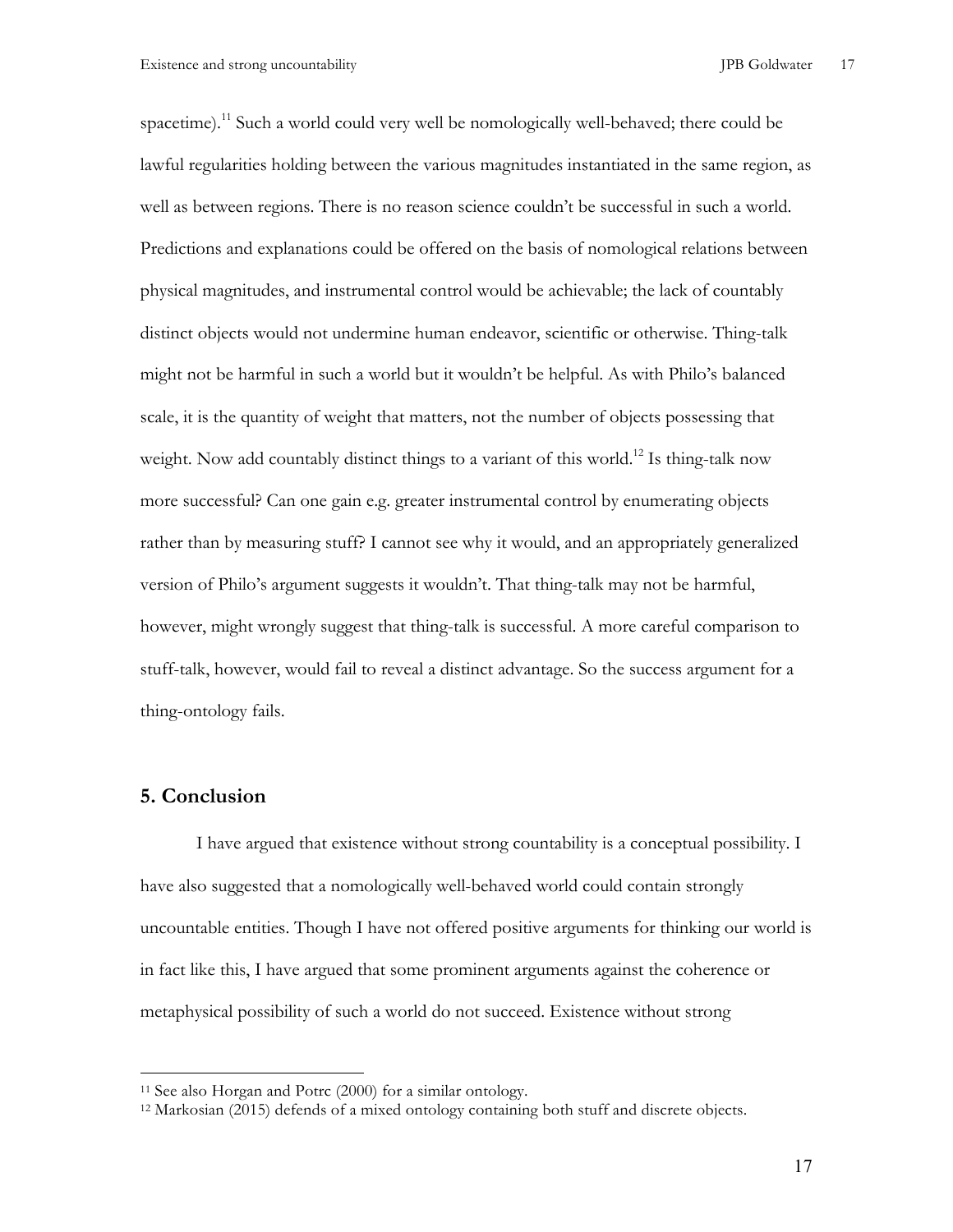spacetime).[11] Such a world could very well be nomologically well-behaved; there could be lawful regularities holding between the various magnitudes instantiated in the same region, as well as between regions. There is no reason science couldn't be successful in such a world. Predictions and explanations could be offered on the basis of nomological relations between physical magnitudes, and instrumental control would be achievable; the lack of countably distinct objects would not undermine human endeavor, scientific or otherwise. Thing-talk might not be harmful in such a world but it wouldn't be helpful. As with Philo's balanced scale, it is the quantity of weight that matters, not the number of objects possessing that weight. Now add countably distinct things to a variant of this world.[12] Is thing-talk now more successful? Can one gain e.g. greater instrumental control by enumerating objects rather than by measuring stuff? I cannot see why it would, and an appropriately generalized version of Philo's argument suggests it wouldn't. That thing-talk may not be harmful, however, might wrongly suggest that thing-talk is successful. A more careful comparison to stuff-talk, however, would fail to reveal a distinct advantage. So the success argument for a thing-ontology fails.

## 5. Conclusion

I have argued that existence without strong countability is a conceptual possibility. I have also suggested that a nomologically well-behaved world could contain strongly uncountable entities. Though I have not offered positive arguments for thinking our world is in fact like this, I have argued that some prominent arguments against the coherence or metaphysical possibility of such a world do not succeed. Existence without strong

---

[11] See also Horgan and Potrc (2000) for a similar ontology.

[12] Markosian (2015) defends of a mixed ontology containing both stuff and discrete objects.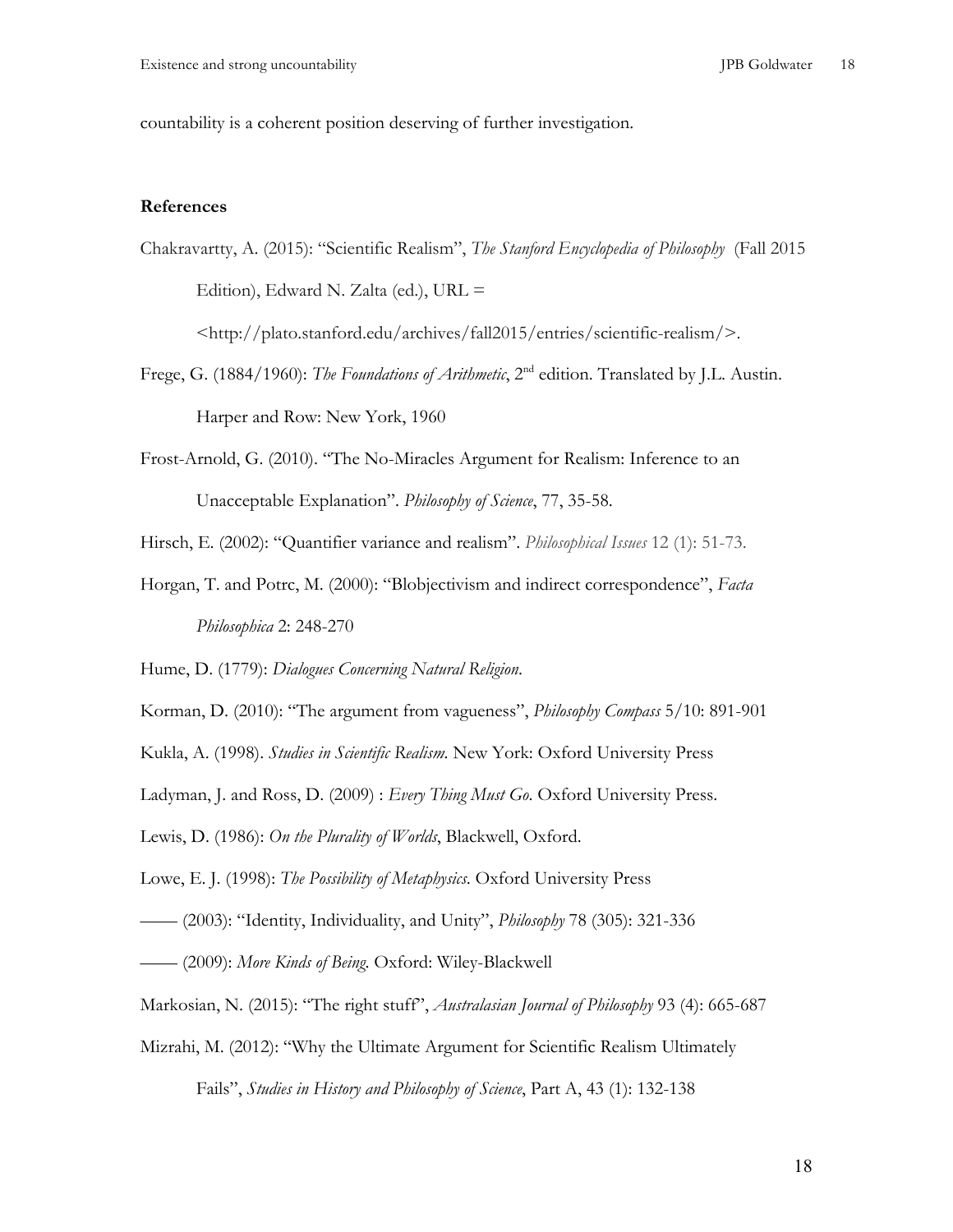countability is a coherent position deserving of further investigation.

## References

Chakravartty, A. (2015): "Scientific Realism", *The Stanford Encyclopedia of Philosophy* (Fall 2015 Edition), Edward N. Zalta (ed.), URL = <http://plato.stanford.edu/archives/fall2015/entries/scientific-realism/>.

Frege, G. (1884/1960): *The Foundations of Arithmetic*, 2nd edition. Translated by J.L. Austin. Harper and Row: New York, 1960

Frost-Arnold, G. (2010). "The No-Miracles Argument for Realism: Inference to an Unacceptable Explanation". *Philosophy of Science*, 77, 35-58.

Hirsch, E. (2002): "Quantifier variance and realism". *Philosophical Issues* 12 (1): 51-73.

Horgan, T. and Potrc, M. (2000): "Blobjectivism and indirect correspondence", *Facta Philosophica* 2: 248-270

Hume, D. (1779): *Dialogues Concerning Natural Religion*.

Korman, D. (2010): "The argument from vagueness", *Philosophy Compass* 5/10: 891-901

Kukla, A. (1998). *Studies in Scientific Realism*. New York: Oxford University Press

Ladyman, J. and Ross, D. (2009) : *Every Thing Must Go*. Oxford University Press.

Lewis, D. (1986): *On the Plurality of Worlds*, Blackwell, Oxford.

Lowe, E. J. (1998): *The Possibility of Metaphysics*. Oxford University Press

—— (2003): "Identity, Individuality, and Unity", *Philosophy* 78 (305): 321-336

—— (2009): *More Kinds of Being*. Oxford: Wiley-Blackwell

Markosian, N. (2015): "The right stuff", *Australasian Journal of Philosophy* 93 (4): 665-687

Mizrahi, M. (2012): "Why the Ultimate Argument for Scientific Realism Ultimately Fails", *Studies in History and Philosophy of Science*, Part A, 43 (1): 132-138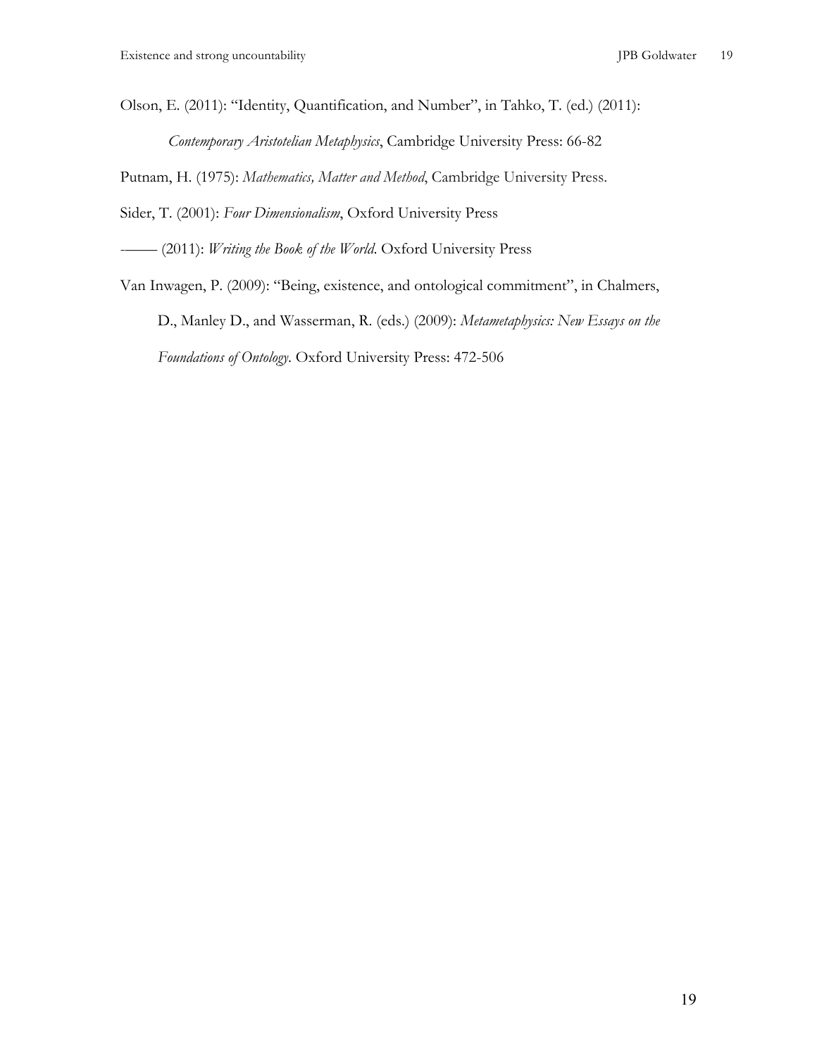Olson, E. (2011): "Identity, Quantification, and Number", in Tahko, T. (ed.) (2011): *Contemporary Aristotelian Metaphysics*, Cambridge University Press: 66-82

Putnam, H. (1975): *Mathematics, Matter and Method*, Cambridge University Press.

Sider, T. (2001): *Four Dimensionalism*, Oxford University Press

——— (2011): *Writing the Book of the World*. Oxford University Press

Van Inwagen, P. (2009): "Being, existence, and ontological commitment", in Chalmers, D., Manley D., and Wasserman, R. (eds.) (2009): *Metametaphysics: New Essays on the Foundations of Ontology*. Oxford University Press: 472-506